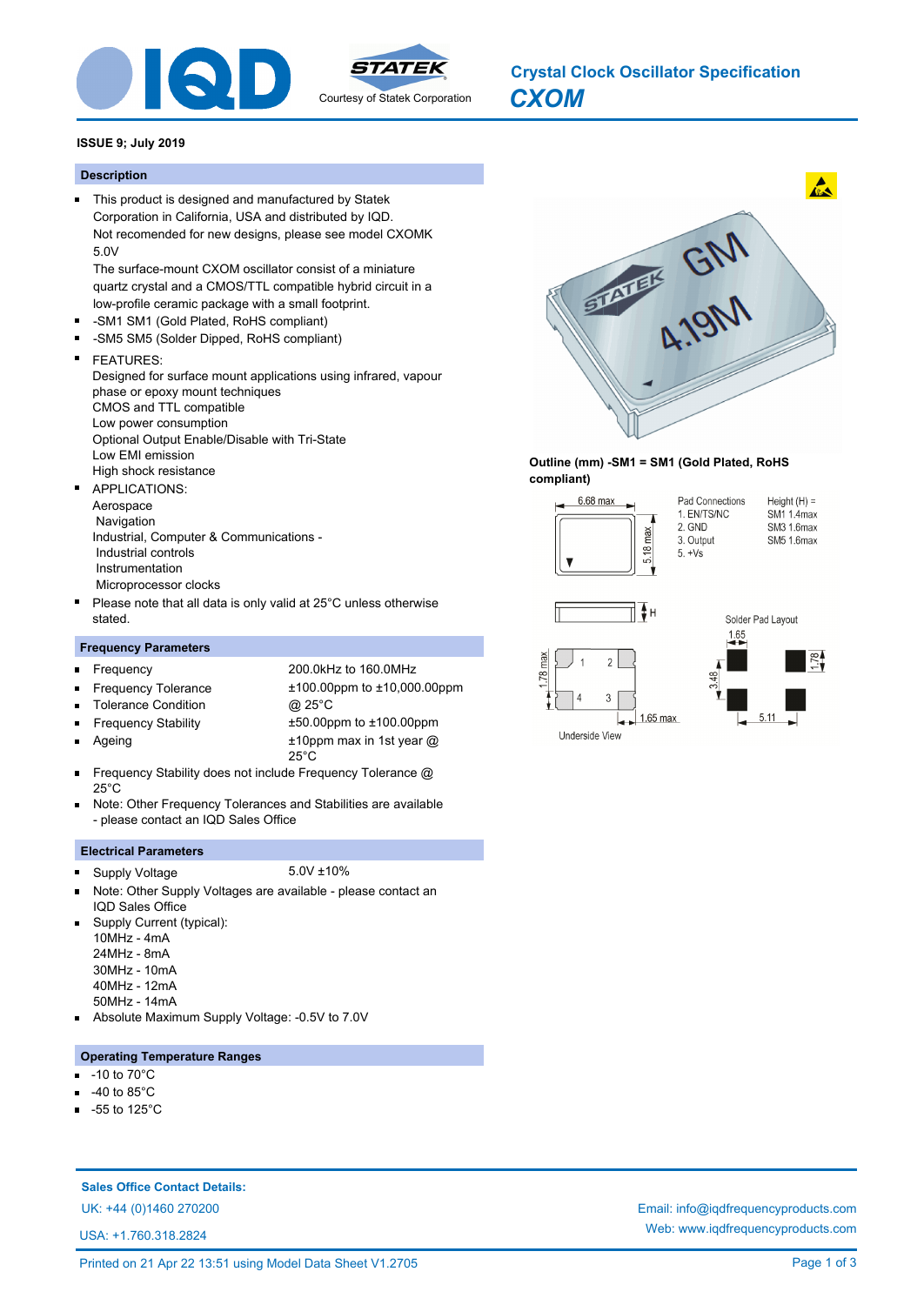# Crystal Clock Oscillator Specification

## CXOM

**ISSUE 9; July 2019**

### Description

- This product is designed and manufactured by Statek Corporation in California, USA and distributed by IQD.
  Not recomended for new designs, please see model CXOMK 5.0V
  The surface-mount CXOM oscillator consist of a miniature quartz crystal and a CMOS/TTL compatible hybrid circuit in a low-profile ceramic package with a small footprint.
- -SM1 SM1 (Gold Plated, RoHS compliant)
- -SM5 SM5 (Solder Dipped, RoHS compliant)
- FEATURES:
  Designed for surface mount applications using infrared, vapour phase or epoxy mount techniques
  CMOS and TTL compatible
  Low power consumption
  Optional Output Enable/Disable with Tri-State
  Low EMI emission
  High shock resistance
- APPLICATIONS:
  Aerospace
  Navigation
  Industrial, Computer & Communications -
  Industrial controls
  Instrumentation
  Microprocessor clocks
- Please note that all data is only valid at 25°C unless otherwise stated.

### Frequency Parameters

| | |
|---|---|
| Frequency | 200.0kHz to 160.0MHz |
| Frequency Tolerance | ±100.00ppm to ±10,000.00ppm |
| Tolerance Condition | @ 25°C |
| Frequency Stability | ±50.00ppm to ±100.00ppm |
| Ageing | ±10ppm max in 1st year @ 25°C |

- Frequency Stability does not include Frequency Tolerance @ 25°C
- Note: Other Frequency Tolerances and Stabilities are available - please contact an IQD Sales Office

### Electrical Parameters

- Supply Voltage: 5.0V ±10%
- Note: Other Supply Voltages are available - please contact an IQD Sales Office
- Supply Current (typical):
  10MHz - 4mA
  24MHz - 8mA
  30MHz - 10mA
  40MHz - 12mA
  50MHz - 14mA
- Absolute Maximum Supply Voltage: -0.5V to 7.0V

### Operating Temperature Ranges

- -10 to 70°C
- -40 to 85°C
- -55 to 125°C

**Outline (mm) -SM1 = SM1 (Gold Plated, RoHS compliant)**

6.68 max; 5.18 max; H; 1.78 max; 1.65 max; Underside View

Pad Connections
1. EN/TS/NC
2. GND
3. Output
5. +Vs

Height (H) =
SM1 1.4max
SM3 1.6max
SM5 1.6max

Solder Pad Layout: 1.65; 1.78; 3.48; 5.11

**Sales Office Contact Details:**

UK: +44 (0)1460 270200

USA: +1.760.318.2824

Email: info@iqdfrequencyproducts.com

Web: www.iqdfrequencyproducts.com

Printed on 21 Apr 22 13:51 using Model Data Sheet V1.2705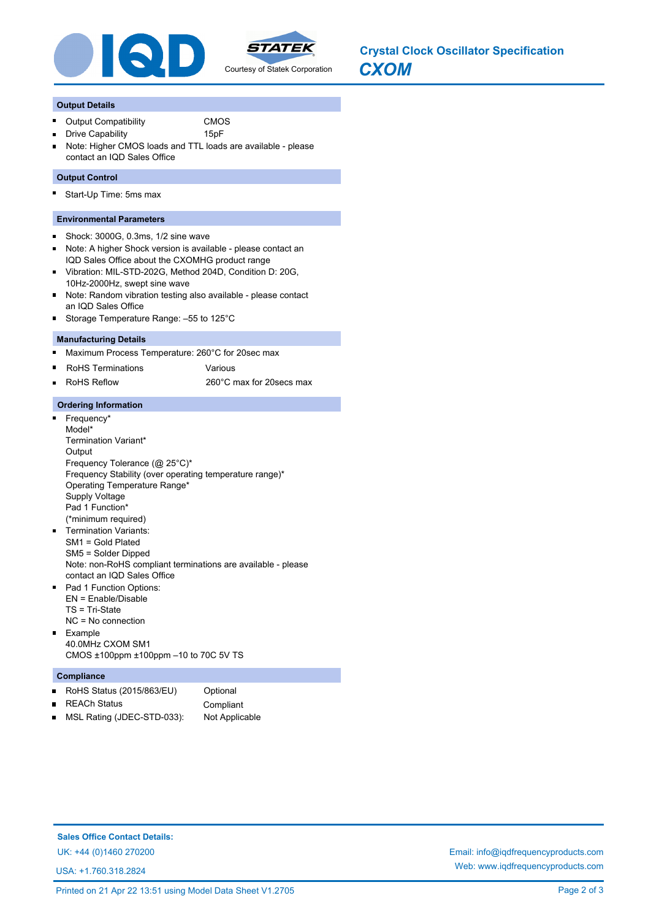# Crystal Clock Oscillator Specification

## *CXOM*

Courtesy of Statek Corporation

### Output Details

- Output Compatibility — CMOS
- Drive Capability — 15pF
- Note: Higher CMOS loads and TTL loads are available - please contact an IQD Sales Office

### Output Control

- Start-Up Time: 5ms max

### Environmental Parameters

- Shock: 3000G, 0.3ms, 1/2 sine wave
- Note: A higher Shock version is available - please contact an IQD Sales Office about the CXOMHG product range
- Vibration: MIL-STD-202G, Method 204D, Condition D: 20G, 10Hz-2000Hz, swept sine wave
- Note: Random vibration testing also available - please contact an IQD Sales Office
- Storage Temperature Range: –55 to 125°C

### Manufacturing Details

- Maximum Process Temperature: 260°C for 20sec max
- RoHS Terminations — Various
- RoHS Reflow — 260°C max for 20secs max

### Ordering Information

- Frequency*  
  Model*  
  Termination Variant*  
  Output  
  Frequency Tolerance (@ 25°C)*  
  Frequency Stability (over operating temperature range)*  
  Operating Temperature Range*  
  Supply Voltage  
  Pad 1 Function*  
  (*minimum required)
- Termination Variants:  
  SM1 = Gold Plated  
  SM5 = Solder Dipped  
  Note: non-RoHS compliant terminations are available - please contact an IQD Sales Office
- Pad 1 Function Options:  
  EN = Enable/Disable  
  TS = Tri-State  
  NC = No connection
- Example  
  40.0MHz CXOM SM1  
  CMOS ±100ppm ±100ppm –10 to 70C 5V TS

### Compliance

- RoHS Status (2015/863/EU) — Optional
- REACh Status — Compliant
- MSL Rating (JDEC-STD-033): — Not Applicable

**Sales Office Contact Details:**

UK: +44 (0)1460 270200

USA: +1.760.318.2824

Email: info@iqdfrequencyproducts.com

Web: www.iqdfrequencyproducts.com

Printed on 21 Apr 22 13:51 using Model Data Sheet V1.2705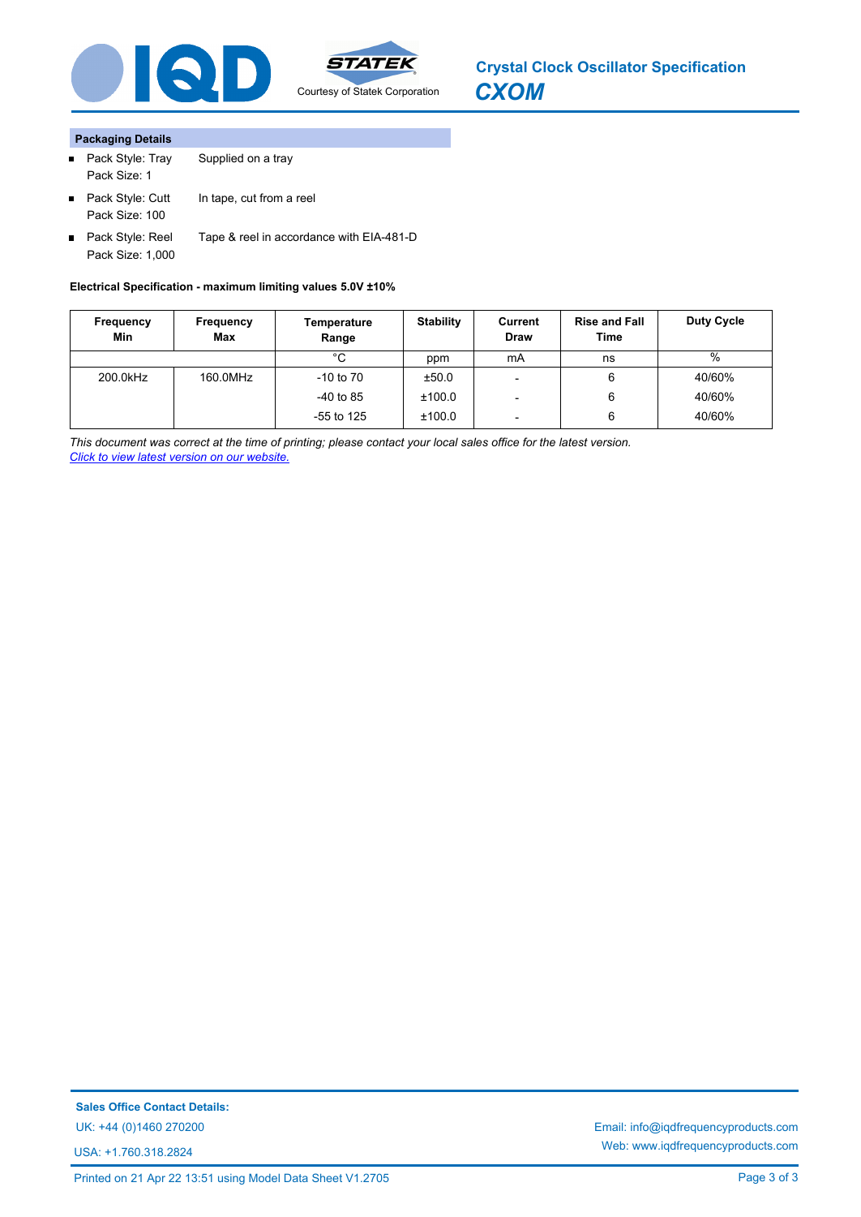## Packaging Details

- Pack Style: Tray — Supplied on a tray
  Pack Size: 1
- Pack Style: Cutt — In tape, cut from a reel
  Pack Size: 100
- Pack Style: Reel — Tape & reel in accordance with EIA-481-D
  Pack Size: 1,000

**Electrical Specification - maximum limiting values 5.0V ±10%**

| Frequency Min | Frequency Max | Temperature Range | Stability | Current Draw | Rise and Fall Time | Duty Cycle |
|---|---|---|---|---|---|---|
| | | °C | ppm | mA | ns | % |
| 200.0kHz | 160.0MHz | -10 to 70 | ±50.0 | - | 6 | 40/60% |
| | | -40 to 85 | ±100.0 | - | 6 | 40/60% |
| | | -55 to 125 | ±100.0 | - | 6 | 40/60% |

*This document was correct at the time of printing; please contact your local sales office for the latest version.*
*Click to view latest version on our website.*

**Sales Office Contact Details:**

UK: +44 (0)1460 270200

USA: +1.760.318.2824

Email: info@iqdfrequencyproducts.com
Web: www.iqdfrequencyproducts.com

Printed on 21 Apr 22 13:51 using Model Data Sheet V1.2705